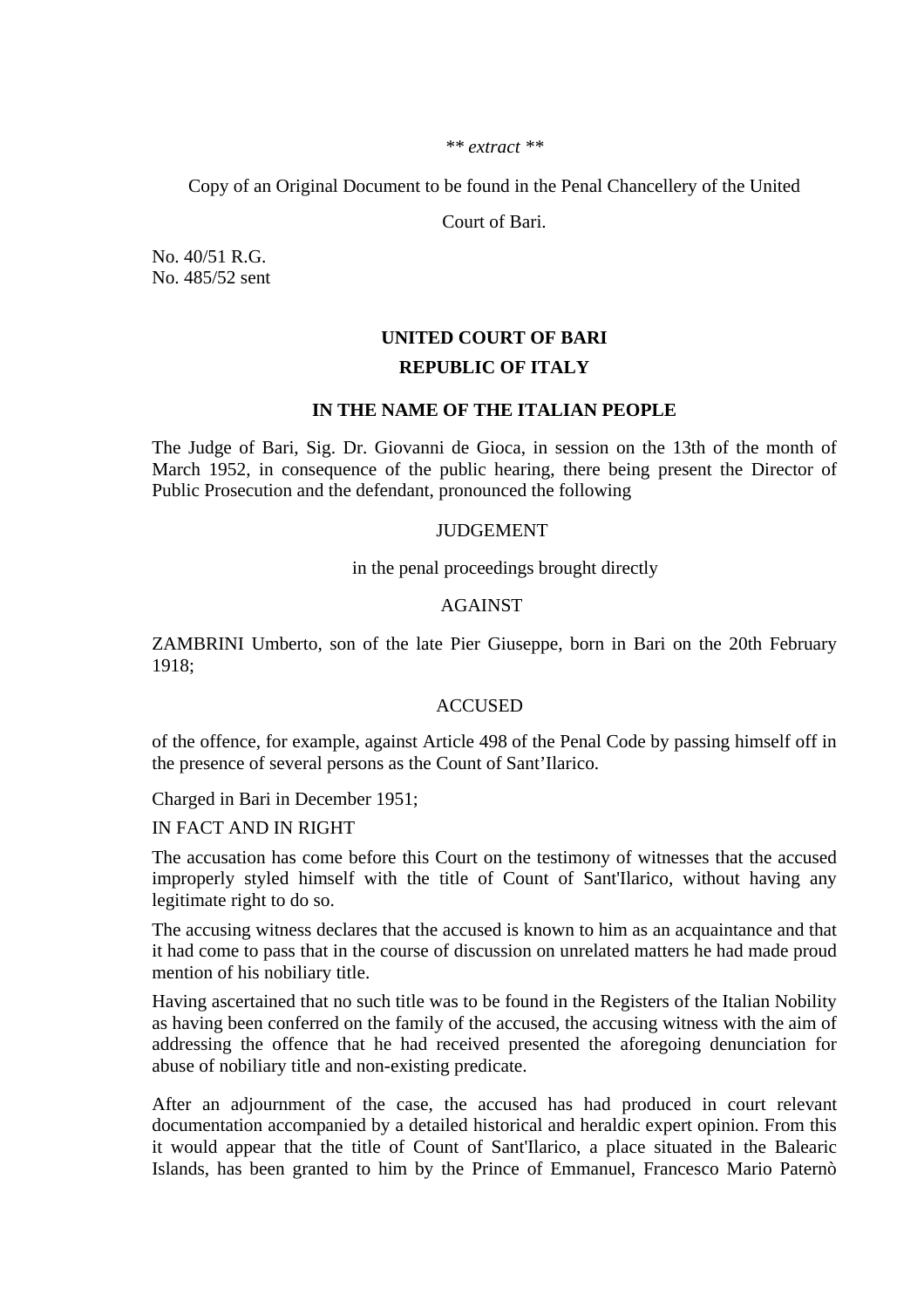*\*\* extract \*\**

Copy of an Original Document to be found in the Penal Chancellery of the United

Court of Bari.

No. 40/51 R.G.
No. 485/52 sent

**UNITED COURT OF BARI**

**REPUBLIC OF ITALY**

**IN THE NAME OF THE ITALIAN PEOPLE**

The Judge of Bari, Sig. Dr. Giovanni de Gioca, in session on the 13th of the month of March 1952, in consequence of the public hearing, there being present the Director of Public Prosecution and the defendant, pronounced the following

JUDGEMENT

in the penal proceedings brought directly

AGAINST

ZAMBRINI Umberto, son of the late Pier Giuseppe, born in Bari on the 20th February 1918;

ACCUSED

of the offence, for example, against Article 498 of the Penal Code by passing himself off in the presence of several persons as the Count of Sant'Ilarico.

Charged in Bari in December 1951;

IN FACT AND IN RIGHT

The accusation has come before this Court on the testimony of witnesses that the accused improperly styled himself with the title of Count of Sant'Ilarico, without having any legitimate right to do so.

The accusing witness declares that the accused is known to him as an acquaintance and that it had come to pass that in the course of discussion on unrelated matters he had made proud mention of his nobiliary title.

Having ascertained that no such title was to be found in the Registers of the Italian Nobility as having been conferred on the family of the accused, the accusing witness with the aim of addressing the offence that he had received presented the aforegoing denunciation for abuse of nobiliary title and non-existing predicate.

After an adjournment of the case, the accused has had produced in court relevant documentation accompanied by a detailed historical and heraldic expert opinion. From this it would appear that the title of Count of Sant'Ilarico, a place situated in the Balearic Islands, has been granted to him by the Prince of Emmanuel, Francesco Mario Paternò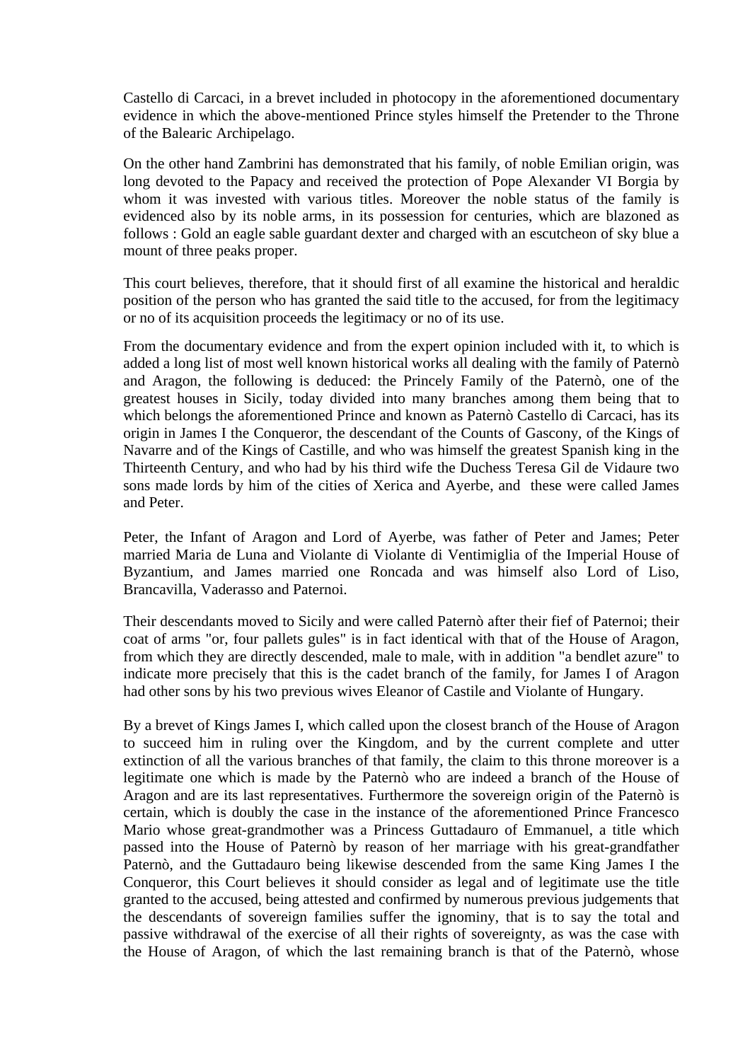Castello di Carcaci, in a brevet included in photocopy in the aforementioned documentary evidence in which the above-mentioned Prince styles himself the Pretender to the Throne of the Balearic Archipelago.

On the other hand Zambrini has demonstrated that his family, of noble Emilian origin, was long devoted to the Papacy and received the protection of Pope Alexander VI Borgia by whom it was invested with various titles. Moreover the noble status of the family is evidenced also by its noble arms, in its possession for centuries, which are blazoned as follows : Gold an eagle sable guardant dexter and charged with an escutcheon of sky blue a mount of three peaks proper.

This court believes, therefore, that it should first of all examine the historical and heraldic position of the person who has granted the said title to the accused, for from the legitimacy or no of its acquisition proceeds the legitimacy or no of its use.

From the documentary evidence and from the expert opinion included with it, to which is added a long list of most well known historical works all dealing with the family of Paternò and Aragon, the following is deduced: the Princely Family of the Paternò, one of the greatest houses in Sicily, today divided into many branches among them being that to which belongs the aforementioned Prince and known as Paternò Castello di Carcaci, has its origin in James I the Conqueror, the descendant of the Counts of Gascony, of the Kings of Navarre and of the Kings of Castille, and who was himself the greatest Spanish king in the Thirteenth Century, and who had by his third wife the Duchess Teresa Gil de Vidaure two sons made lords by him of the cities of Xerica and Ayerbe, and these were called James and Peter.

Peter, the Infant of Aragon and Lord of Ayerbe, was father of Peter and James; Peter married Maria de Luna and Violante di Violante di Ventimiglia of the Imperial House of Byzantium, and James married one Roncada and was himself also Lord of Liso, Brancavilla, Vaderasso and Paternoi.

Their descendants moved to Sicily and were called Paternò after their fief of Paternoi; their coat of arms "or, four pallets gules" is in fact identical with that of the House of Aragon, from which they are directly descended, male to male, with in addition "a bendlet azure" to indicate more precisely that this is the cadet branch of the family, for James I of Aragon had other sons by his two previous wives Eleanor of Castile and Violante of Hungary.

By a brevet of Kings James I, which called upon the closest branch of the House of Aragon to succeed him in ruling over the Kingdom, and by the current complete and utter extinction of all the various branches of that family, the claim to this throne moreover is a legitimate one which is made by the Paternò who are indeed a branch of the House of Aragon and are its last representatives. Furthermore the sovereign origin of the Paternò is certain, which is doubly the case in the instance of the aforementioned Prince Francesco Mario whose great-grandmother was a Princess Guttadauro of Emmanuel, a title which passed into the House of Paternò by reason of her marriage with his great-grandfather Paternò, and the Guttadauro being likewise descended from the same King James I the Conqueror, this Court believes it should consider as legal and of legitimate use the title granted to the accused, being attested and confirmed by numerous previous judgements that the descendants of sovereign families suffer the ignominy, that is to say the total and passive withdrawal of the exercise of all their rights of sovereignty, as was the case with the House of Aragon, of which the last remaining branch is that of the Paternò, whose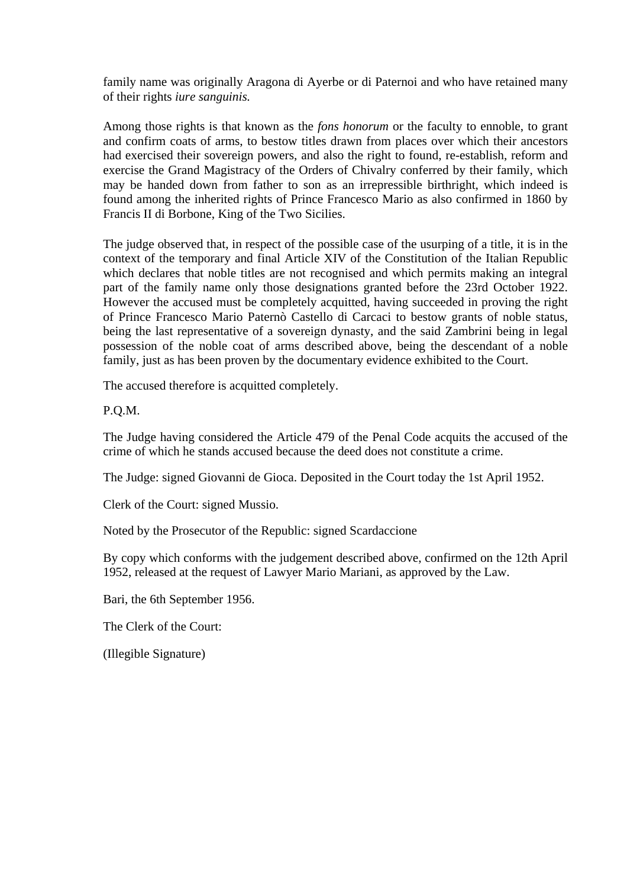family name was originally Aragona di Ayerbe or di Paternoi and who have retained many of their rights *iure sanguinis.*

Among those rights is that known as the *fons honorum* or the faculty to ennoble, to grant and confirm coats of arms, to bestow titles drawn from places over which their ancestors had exercised their sovereign powers, and also the right to found, re-establish, reform and exercise the Grand Magistracy of the Orders of Chivalry conferred by their family, which may be handed down from father to son as an irrepressible birthright, which indeed is found among the inherited rights of Prince Francesco Mario as also confirmed in 1860 by Francis II di Borbone, King of the Two Sicilies.

The judge observed that, in respect of the possible case of the usurping of a title, it is in the context of the temporary and final Article XIV of the Constitution of the Italian Republic which declares that noble titles are not recognised and which permits making an integral part of the family name only those designations granted before the 23rd October 1922. However the accused must be completely acquitted, having succeeded in proving the right of Prince Francesco Mario Paternò Castello di Carcaci to bestow grants of noble status, being the last representative of a sovereign dynasty, and the said Zambrini being in legal possession of the noble coat of arms described above, being the descendant of a noble family, just as has been proven by the documentary evidence exhibited to the Court.

The accused therefore is acquitted completely.

P.Q.M.

The Judge having considered the Article 479 of the Penal Code acquits the accused of the crime of which he stands accused because the deed does not constitute a crime.

The Judge: signed Giovanni de Gioca. Deposited in the Court today the 1st April 1952.

Clerk of the Court: signed Mussio.

Noted by the Prosecutor of the Republic: signed Scardaccione

By copy which conforms with the judgement described above, confirmed on the 12th April 1952, released at the request of Lawyer Mario Mariani, as approved by the Law.

Bari, the 6th September 1956.

The Clerk of the Court:

(Illegible Signature)